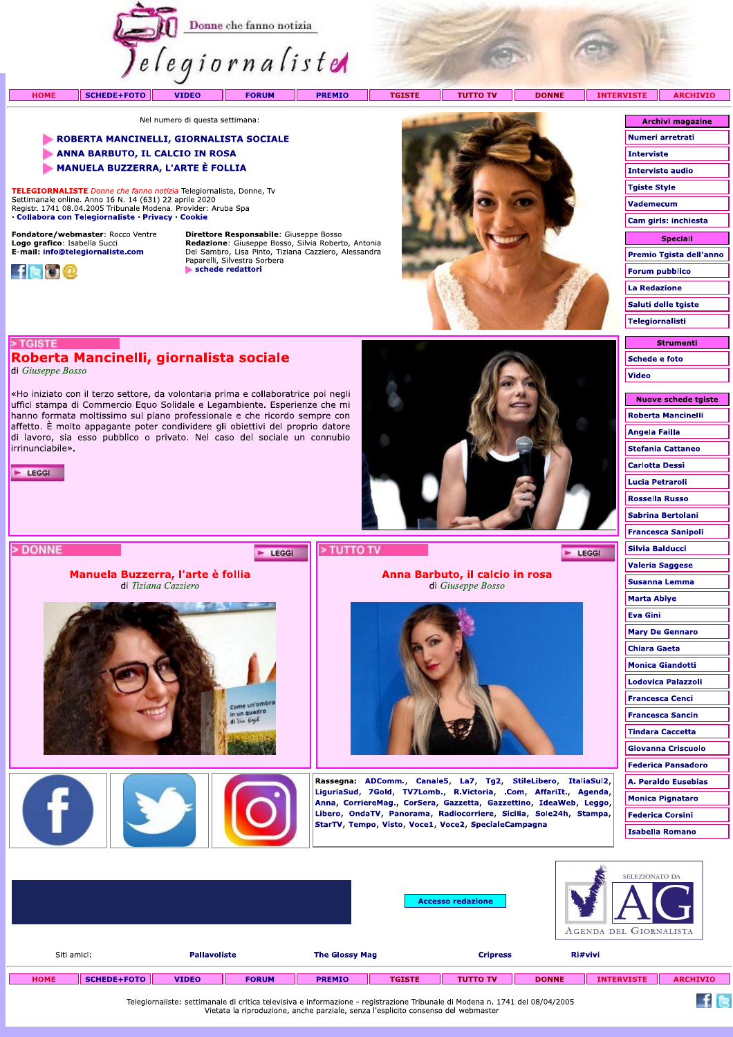# Telegiornaliste

Donne che fanno notizia

HOME | SCHEDE+FOTO | VIDEO | FORUM | PREMIO | TGISTE | TUTTO TV | DONNE | INTERVISTE | ARCHIVIO

Nel numero di questa settimana:

- ROBERTA MANCINELLI, GIORNALISTA SOCIALE
- ANNA BARBUTO, IL CALCIO IN ROSA
- MANUELA BUZZERRA, L'ARTE È FOLLIA

**TELEGIORNALISTE** *Donne che fanno notizia* Telegiornaliste, Donne, Tv
Settimanale online. Anno 16 N. 14 (631) 22 aprile 2020
Registr. 1741 08.04.2005 Tribunale Modena. Provider: Aruba Spa
· Collabora con Telegiornaliste · Privacy · Cookie

**Fondatore/webmaster**: Rocco Ventre
**Logo grafico**: Isabella Succi
**E-mail**: info@telegiornaliste.com

**Direttore Responsabile**: Giuseppe Bosso
**Redazione**: Giuseppe Bosso, Silvia Roberto, Antonia Del Sambro, Lisa Pinto, Tiziana Cazziero, Alessandra Paparelli, Silvestra Sorbera
schede redattori

**Archivi magazine**
- Numeri arretrati
- Interviste
- Interviste audio
- Tgiste Style
- Vademecum
- Cam girls: inchiesta

**Speciali**
- Premio Tgista dell'anno
- Forum pubblico
- La Redazione
- Saluti delle tgiste
- Telegiornalisti

**Strumenti**
- Schede e foto
- Video

**Nuove schede tgiste**
- Roberta Mancinelli
- Angela Failla
- Stefania Cattaneo
- Carlotta Dessì
- Lucia Petraroli
- Rossella Russo
- Sabrina Bertolani
- Francesca Sanipoli
- Silvia Balducci
- Valeria Saggese
- Susanna Lemma
- Marta Abiye
- Eva Gini
- Mary De Gennaro
- Chiara Gaeta
- Monica Giandotti
- Lodovica Palazzoli
- Francesca Cenci
- Francesca Sancin
- Tindara Caccetta
- Giovanna Criscuolo
- Federica Pansadoro
- A. Peraldo Eusebias
- Monica Pignataro
- Federica Corsini
- Isabella Romano

> TGISTE

## Roberta Mancinelli, giornalista sociale

di *Giuseppe Bosso*

«Ho iniziato con il terzo settore, da volontaria prima e collaboratrice poi negli uffici stampa di Commercio Equo Solidale e Legambiente. Esperienze che mi hanno formata moltissimo sul piano professionale e che ricordo sempre con affetto. È molto appagante poter condividere gli obiettivi del proprio datore di lavoro, sia esso pubblico o privato. Nel caso del sociale un connubio irrinunciabile».

LEGGI

> DONNE

## Manuela Buzzerra, l'arte è follia

di *Tiziana Cazziero*

LEGGI

> TUTTO TV

## Anna Barbuto, il calcio in rosa

di *Giuseppe Bosso*

LEGGI

**Rassegna:** ADComm., Canale5, La7, Tg2, StileLibero, ItaliaSul2, LiguriaSud, 7Gold, TV7Lomb., R.Victoria, .Com, AffariIt., Agenda, Anna, CorriereMag., CorSera, Gazzetta, Gazzettino, IdeaWeb, Leggo, Libero, OndaTV, Panorama, Radiocorriere, Sicilia, Sole24h, Stampa, StarTV, Tempo, Visto, Voce1, Voce2, SpecialeCampagna

Accesso redazione

Selezionato da AG Agenda del Giornalista

Siti amici: Pallavoliste | The Glossy Mag | Cripress | Ri#vivi

HOME | SCHEDE+FOTO | VIDEO | FORUM | PREMIO | TGISTE | TUTTO TV | DONNE | INTERVISTE | ARCHIVIO

Telegiornaliste: settimanale di critica televisiva e informazione - registrazione Tribunale di Modena n. 1741 del 08/04/2005
Vietata la riproduzione, anche parziale, senza l'esplicito consenso del webmaster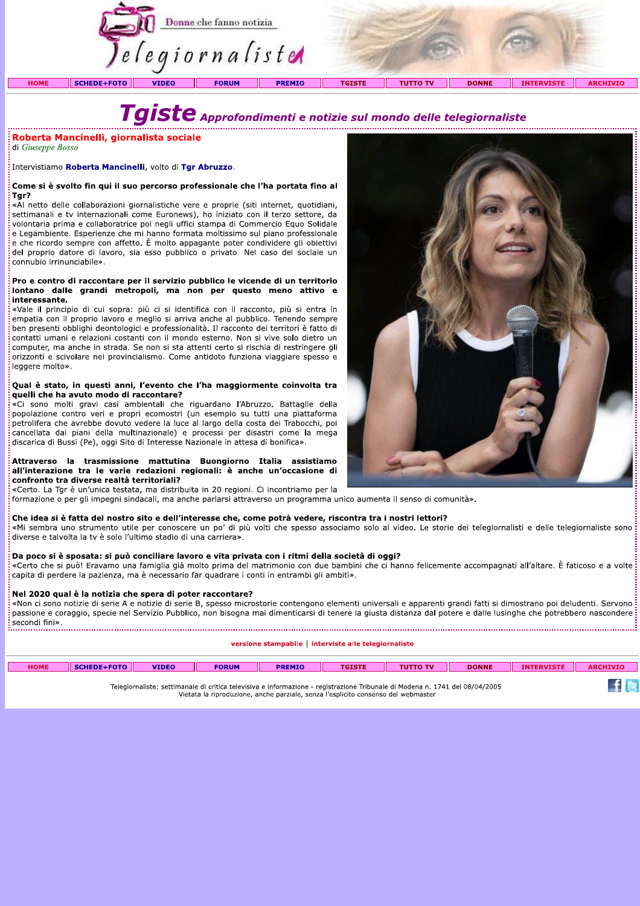Donne che fanno notizia

Telegiornaliste

HOME | SCHEDE+FOTO | VIDEO | FORUM | PREMIO | TGISTE | TUTTO TV | DONNE | INTERVISTE | ARCHIVIO

# Tgiste *Approfondimenti e notizie sul mondo delle telegiornaliste*

## Roberta Mancinelli, giornalista sociale

di *Giuseppe Bosso*

Intervistiamo **Roberta Mancinelli**, volto di **Tgr Abruzzo**.

**Come si è svolto fin qui il suo percorso professionale che l'ha portata fino al Tgr?**

«Al netto delle collaborazioni giornalistiche vere e proprie (siti internet, quotidiani, settimanali e tv internazionali come Euronews), ho iniziato con il terzo settore, da volontaria prima e collaboratrice poi negli uffici stampa di Commercio Equo Solidale e Legambiente. Esperienze che mi hanno formata moltissimo sul piano professionale e che ricordo sempre con affetto. È molto appagante poter condividere gli obiettivi del proprio datore di lavoro, sia esso pubblico o privato. Nel caso del sociale un connubio irrinunciabile».

**Pro e contro di raccontare per il servizio pubblico le vicende di un territorio lontano dalle grandi metropoli, ma non per questo meno attivo e interessante.**

«Vale il principio di cui sopra: più ci si identifica con il racconto, più si entra in empatia con il proprio lavoro e meglio si arriva anche al pubblico. Tenendo sempre ben presenti obblighi deontologici e professionalità. Il racconto dei territori è fatto di contatti umani e relazioni costanti con il mondo esterno. Non si vive solo dietro un computer, ma anche in strada. Se non si sta attenti certo si rischia di restringere gli orizzonti e scivolare nel provincialismo. Come antidoto funziona viaggiare spesso e leggere molto».

**Qual è stato, in questi anni, l'evento che l'ha maggiormente coinvolta tra quelli che ha avuto modo di raccontare?**

«Ci sono molti gravi casi ambientali che riguardano l'Abruzzo. Battaglie della popolazione contro veri e propri ecomostri (un esempio su tutti una piattaforma petrolifera che avrebbe dovuto vedere la luce al largo della costa dei Trabocchi, poi cancellata dai piani della multinazionale) e processi per disastri come la mega discarica di Bussi (Pe), oggi Sito di Interesse Nazionale in attesa di bonifica».

**Attraverso la trasmissione mattutina Buongiorno Italia assistiamo all'interazione tra le varie redazioni regionali: è anche un'occasione di confronto tra diverse realtà territoriali?**

«Certo. La Tgr è un'unica testata, ma distribuita in 20 regioni. Ci incontriamo per la formazione o per gli impegni sindacali, ma anche parlarsi attraverso un programma unico aumenta il senso di comunità».

**Che idea si è fatta del nostro sito e dell'interesse che, come potrà vedere, riscontra tra i nostri lettori?**

«Mi sembra uno strumento utile per conoscere un po' di più volti che spesso associamo solo al video. Le storie dei telegiornalisti e delle telegiornaliste sono diverse e talvolta la tv è solo l'ultimo stadio di una carriera».

**Da poco si è sposata: si può conciliare lavoro e vita privata con i ritmi della società di oggi?**

«Certo che si può! Eravamo una famiglia già molto prima del matrimonio con due bambini che ci hanno felicemente accompagnati all'altare. È faticoso e a volte capita di perdere la pazienza, ma è necessario far quadrare i conti in entrambi gli ambiti».

**Nel 2020 qual è la notizia che spera di poter raccontare?**

«Non ci sono notizie di serie A e notizie di serie B, spesso microstorie contengono elementi universali e apparenti grandi fatti si dimostrano poi deludenti. Servono passione e coraggio, specie nel Servizio Pubblico, non bisogna mai dimenticarsi di tenere la giusta distanza dal potere e dalle lusinghe che potrebbero nascondere secondi fini».

versione stampabile | interviste alle telegiornaliste

HOME | SCHEDE+FOTO | VIDEO | FORUM | PREMIO | TGISTE | TUTTO TV | DONNE | INTERVISTE | ARCHIVIO

Telegiornaliste: settimanale di critica televisiva e informazione - registrazione Tribunale di Modena n. 1741 del 08/04/2005
Vietata la riproduzione, anche parziale, senza l'esplicito consenso del webmaster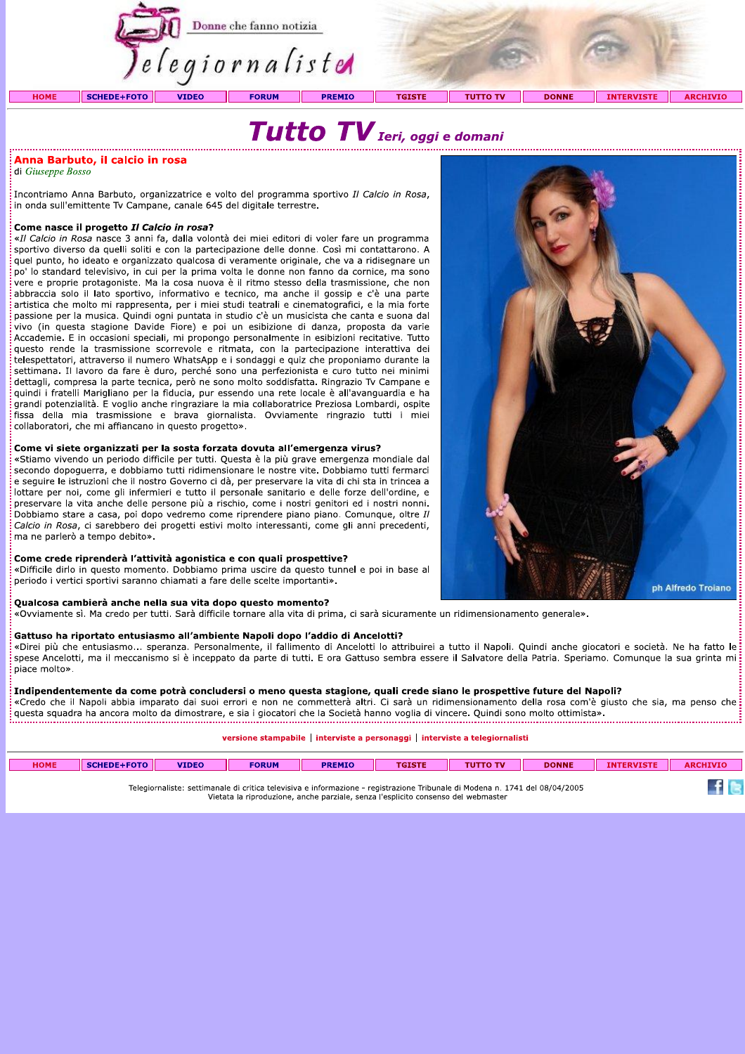# Tutto TV *Ieri, oggi e domani*

## Anna Barbuto, il calcio in rosa

di *Giuseppe Bosso*

Incontriamo Anna Barbuto, organizzatrice e volto del programma sportivo *Il Calcio in Rosa*, in onda sull'emittente Tv Campane, canale 645 del digitale terrestre.

**Come nasce il progetto *Il Calcio in rosa*?**

«*Il Calcio in Rosa* nasce 3 anni fa, dalla volontà dei miei editori di voler fare un programma sportivo diverso da quelli soliti e con la partecipazione delle donne. Così mi contattarono. A quel punto, ho ideato e organizzato qualcosa di veramente originale, che va a ridisegnare un po' lo standard televisivo, in cui per la prima volta le donne non fanno da cornice, ma sono vere e proprie protagoniste. Ma la cosa nuova è il ritmo stesso della trasmissione, che non abbraccia solo il lato sportivo, informativo e tecnico, ma anche il gossip e c'è una parte artistica che molto mi rappresenta, per i miei studi teatrali e cinematografici, e la mia forte passione per la musica. Quindi ogni puntata in studio c'è un musicista che canta e suona dal vivo (in questa stagione Davide Fiore) e poi un esibizione di danza, proposta da varie Accademie. E in occasioni speciali, mi propongo personalmente in esibizioni recitative. Tutto questo rende la trasmissione scorrevole e ritmata, con la partecipazione interattiva dei telespettatori, attraverso il numero WhatsApp e i sondaggi e quiz che proponiamo durante la settimana. Il lavoro da fare è duro, perché sono una perfezionista e curo tutto nei minimi dettagli, compresa la parte tecnica, però ne sono molto soddisfatta. Ringrazio Tv Campane e quindi i fratelli Marigliano per la fiducia, pur essendo una rete locale è all'avanguardia e ha grandi potenzialità. E voglio anche ringraziare la mia collaboratrice Preziosa Lombardi, ospite fissa della mia trasmissione e brava giornalista. Ovviamente ringrazio tutti i miei collaboratori, che mi affiancano in questo progetto».

**Come vi siete organizzati per la sosta forzata dovuta all'emergenza virus?**

«Stiamo vivendo un periodo difficile per tutti. Questa è la più grave emergenza mondiale dal secondo dopoguerra, e dobbiamo tutti ridimensionare le nostre vite. Dobbiamo tutti fermarci e seguire le istruzioni che il nostro Governo ci dà, per preservare la vita di chi sta in trincea a lottare per noi, come gli infermieri e tutto il personale sanitario e delle forze dell'ordine, e preservare la vita anche delle persone più a rischio, come i nostri genitori ed i nostri nonni. Dobbiamo stare a casa, poi dopo vedremo come riprendere piano piano. Comunque, oltre *Il Calcio in Rosa*, ci sarebbero dei progetti estivi molto interessanti, come gli anni precedenti, ma ne parlerò a tempo debito».

**Come crede riprenderà l'attività agonistica e con quali prospettive?**

«Difficile dirlo in questo momento. Dobbiamo prima uscire da questo tunnel e poi in base al periodo i vertici sportivi saranno chiamati a fare delle scelte importanti».

ph Alfredo Troiano

**Qualcosa cambierà anche nella sua vita dopo questo momento?**

«Ovviamente sì. Ma credo per tutti. Sarà difficile tornare alla vita di prima, ci sarà sicuramente un ridimensionamento generale».

**Gattuso ha riportato entusiasmo all'ambiente Napoli dopo l'addio di Ancelotti?**

«Direi più che entusiasmo... speranza. Personalmente, il fallimento di Ancelotti lo attribuirei a tutto il Napoli. Quindi anche giocatori e società. Ne ha fatto le spese Ancelotti, ma il meccanismo si è inceppato da parte di tutti. E ora Gattuso sembra essere il Salvatore della Patria. Speriamo. Comunque la sua grinta mi piace molto».

**Indipendentemente da come potrà concludersi o meno questa stagione, quali crede siano le prospettive future del Napoli?**

«Credo che il Napoli abbia imparato dai suoi errori e non ne commetterà altri. Ci sarà un ridimensionamento della rosa com'è giusto che sia, ma penso che questa squadra ha ancora molto da dimostrare, e sia i giocatori che la Società hanno voglia di vincere. Quindi sono molto ottimista».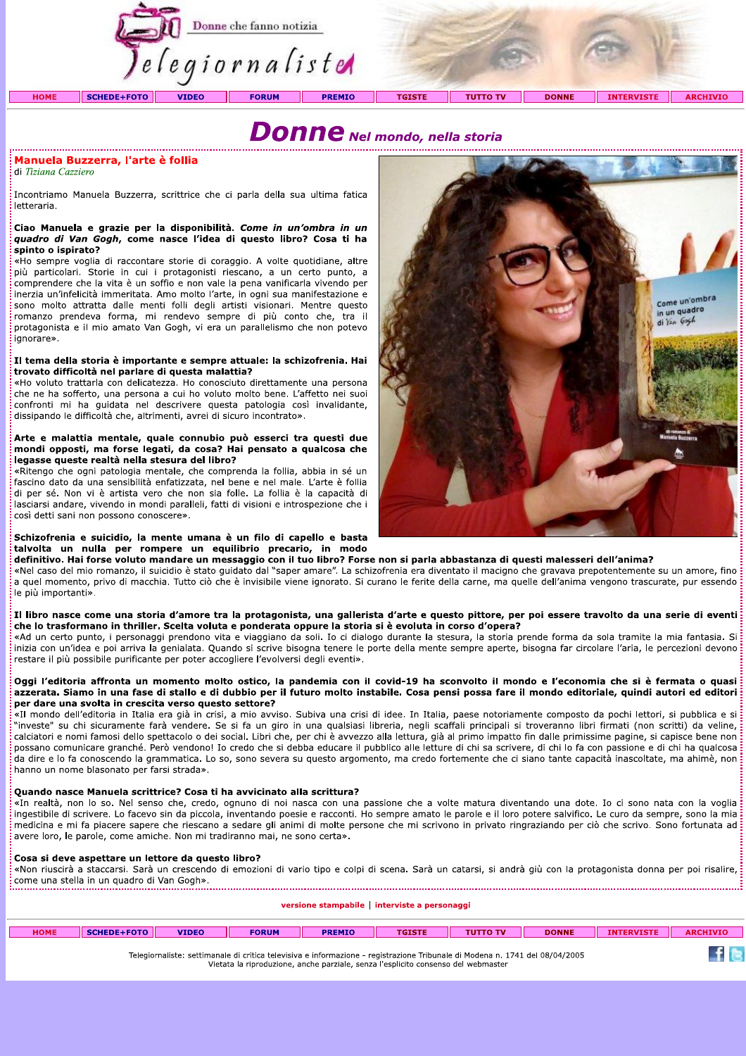# Donne Nel mondo, nella storia

## Manuela Buzzerra, l'arte è follia

di *Tiziana Cazziero*

Incontriamo Manuela Buzzerra, scrittrice che ci parla della sua ultima fatica letteraria.

**Ciao Manuela e grazie per la disponibilità. *Come in un'ombra in un quadro di Van Gogh*, come nasce l'idea di questo libro? Cosa ti ha spinto o ispirato?**
«Ho sempre voglia di raccontare storie di coraggio. A volte quotidiane, altre più particolari. Storie in cui i protagonisti riescano, a un certo punto, a comprendere che la vita è un soffio e non vale la pena vanificarla vivendo per inerzia un'infelicità immeritata. Amo molto l'arte, in ogni sua manifestazione e sono molto attratta dalle menti folli degli artisti visionari. Mentre questo romanzo prendeva forma, mi rendevo sempre di più conto che, tra il protagonista e il mio amato Van Gogh, vi era un parallelismo che non potevo ignorare».

**Il tema della storia è importante e sempre attuale: la schizofrenia. Hai trovato difficoltà nel parlare di questa malattia?**
«Ho voluto trattarla con delicatezza. Ho conosciuto direttamente una persona che ne ha sofferto, una persona a cui ho voluto molto bene. L'affetto nei suoi confronti mi ha guidata nel descrivere questa patologia così invalidante, dissipando le difficoltà che, altrimenti, avrei di sicuro incontrato».

**Arte e malattia mentale, quale connubio può esserci tra questi due mondi opposti, ma forse legati, da cosa? Hai pensato a qualcosa che legasse queste realtà nella stesura del libro?**
«Ritengo che ogni patologia mentale, che comprenda la follia, abbia in sé un fascino dato da una sensibilità enfatizzata, nel bene e nel male. L'arte è follia di per sé. Non vi è artista vero che non sia folle. La follia è la capacità di lasciarsi andare, vivendo in mondi paralleli, fatti di visioni e introspezione che i così detti sani non possono conoscere».

**Schizofrenia e suicidio, la mente umana è un filo di capello e basta talvolta un nulla per rompere un equilibrio precario, in modo definitivo. Hai forse voluto mandare un messaggio con il tuo libro? Forse non si parla abbastanza di questi malesseri dell'anima?**
«Nel caso del mio romanzo, il suicidio è stato guidato dal "saper amare". La schizofrenia era diventato il macigno che gravava prepotentemente su un amore, fino a quel momento, privo di macchia. Tutto ciò che è invisibile viene ignorato. Si curano le ferite della carne, ma quelle dell'anima vengono trascurate, pur essendo le più importanti».

**Il libro nasce come una storia d'amore tra la protagonista, una gallerista d'arte e questo pittore, per poi essere travolto da una serie di eventi che lo trasformano in thriller. Scelta voluta e ponderata oppure la storia si è evoluta in corso d'opera?**
«Ad un certo punto, i personaggi prendono vita e viaggiano da soli. Io ci dialogo durante la stesura, la storia prende forma da sola tramite la mia fantasia. Si inizia con un'idea e poi arriva la genialata. Quando si scrive bisogna tenere le porte della mente sempre aperte, bisogna far circolare l'aria, le percezioni devono restare il più possibile purificante per poter accogliere l'evolversi degli eventi».

**Oggi l'editoria affronta un momento molto ostico, la pandemia con il covid-19 ha sconvolto il mondo e l'economia che si è fermata o quasi azzerata. Siamo in una fase di stallo e di dubbio per il futuro molto instabile. Cosa pensi possa fare il mondo editoriale, quindi autori ed editori per dare una svolta in crescita verso questo settore?**
«Il mondo dell'editoria in Italia era già in crisi, a mio avviso. Subiva una crisi di idee. In Italia, paese notoriamente composto da pochi lettori, si pubblica e si "investe" su chi sicuramente farà vendere. Se si fa un giro in una qualsiasi libreria, negli scaffali principali si troveranno libri firmati (non scritti) da veline, calciatori e nomi famosi dello spettacolo o dei social. Libri che, per chi è avvezzo alla lettura, già al primo impatto fin dalle primissime pagine, si capisce bene non possano comunicare granché. Però vendono! Io credo che si debba educare il pubblico alle letture di chi sa scrivere, di chi lo fa con passione e di chi ha qualcosa da dire e lo fa conoscendo la grammatica. Lo so, sono severa su questo argomento, ma credo fortemente che ci siano tante capacità inascoltate, ma ahimè, non hanno un nome blasonato per farsi strada».

**Quando nasce Manuela scrittrice? Cosa ti ha avvicinato alla scrittura?**
«In realtà, non lo so. Nel senso che, credo, ognuno di noi nasca con una passione che a volte matura diventando una dote. Io ci sono nata con la voglia ingestibile di scrivere. Lo facevo sin da piccola, inventando poesie e racconti. Ho sempre amato le parole e il loro potere salvifico. Le curo da sempre, sono la mia medicina e mi fa piacere sapere che riescano a sedare gli animi di molte persone che mi scrivono in privato ringraziando per ciò che scrivo. Sono fortunata ad avere loro, le parole, come amiche. Non mi tradiranno mai, ne sono certa».

**Cosa si deve aspettare un lettore da questo libro?**
«Non riuscirà a staccarsi. Sarà un crescendo di emozioni di vario tipo e colpi di scena. Sarà un catarsi, si andrà giù con la protagonista donna per poi risalire, come una stella in un quadro di Van Gogh».

versione stampabile | interviste a personaggi

Telegiornaliste: settimanale di critica televisiva e informazione - registrazione Tribunale di Modena n. 1741 del 08/04/2005
Vietata la riproduzione, anche parziale, senza l'esplicito consenso del webmaster